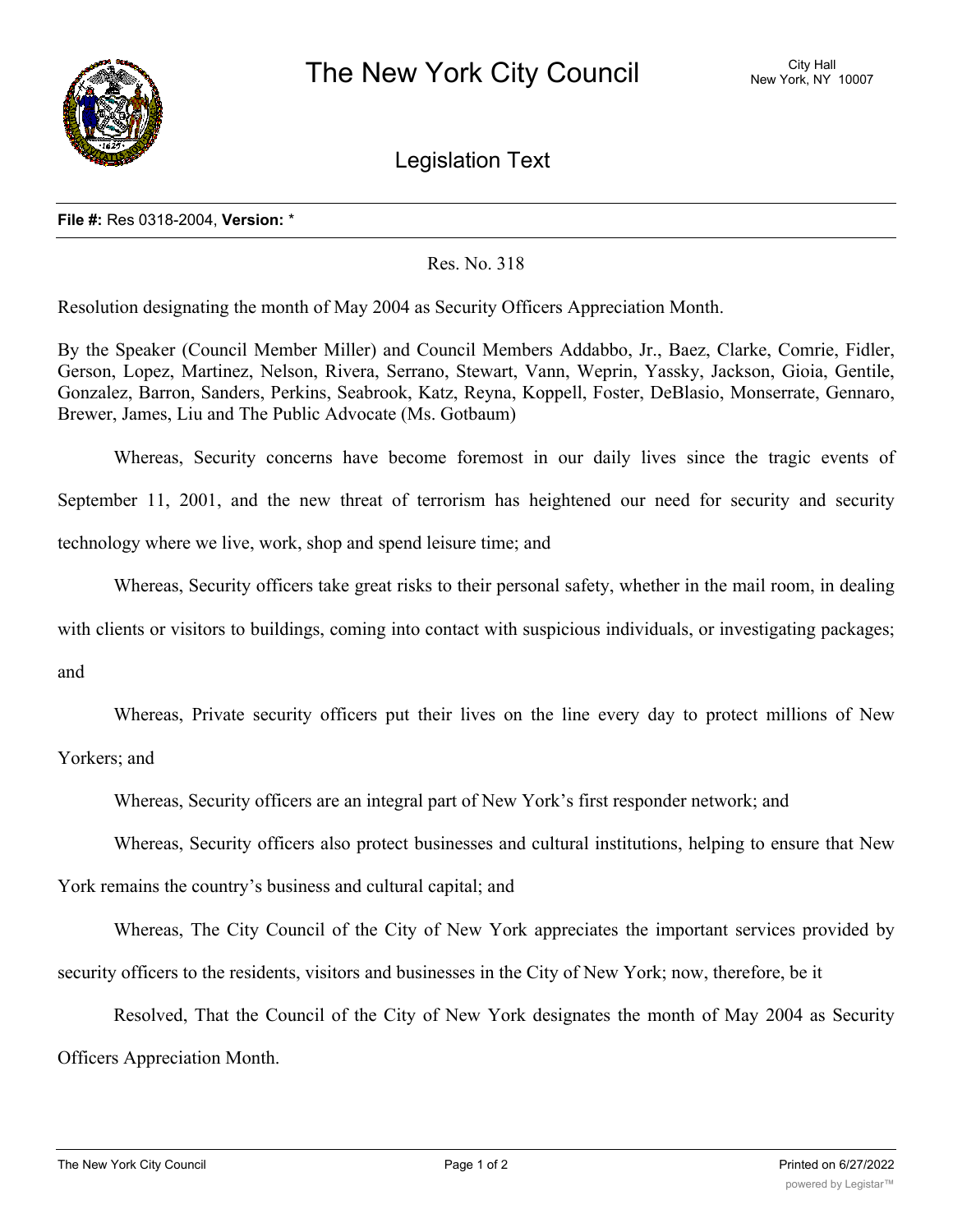# The New York City Council

City Hall
New York, NY 10007

## Legislation Text

**File #:** Res 0318-2004, **Version:** *

Res. No. 318

Resolution designating the month of May 2004 as Security Officers Appreciation Month.

By the Speaker (Council Member Miller) and Council Members Addabbo, Jr., Baez, Clarke, Comrie, Fidler, Gerson, Lopez, Martinez, Nelson, Rivera, Serrano, Stewart, Vann, Weprin, Yassky, Jackson, Gioia, Gentile, Gonzalez, Barron, Sanders, Perkins, Seabrook, Katz, Reyna, Koppell, Foster, DeBlasio, Monserrate, Gennaro, Brewer, James, Liu and The Public Advocate (Ms. Gotbaum)

Whereas, Security concerns have become foremost in our daily lives since the tragic events of September 11, 2001, and the new threat of terrorism has heightened our need for security and security technology where we live, work, shop and spend leisure time; and

Whereas, Security officers take great risks to their personal safety, whether in the mail room, in dealing with clients or visitors to buildings, coming into contact with suspicious individuals, or investigating packages; and

Whereas, Private security officers put their lives on the line every day to protect millions of New Yorkers; and

Whereas, Security officers are an integral part of New York's first responder network; and

Whereas, Security officers also protect businesses and cultural institutions, helping to ensure that New York remains the country's business and cultural capital; and

Whereas, The City Council of the City of New York appreciates the important services provided by security officers to the residents, visitors and businesses in the City of New York; now, therefore, be it

Resolved, That the Council of the City of New York designates the month of May 2004 as Security Officers Appreciation Month.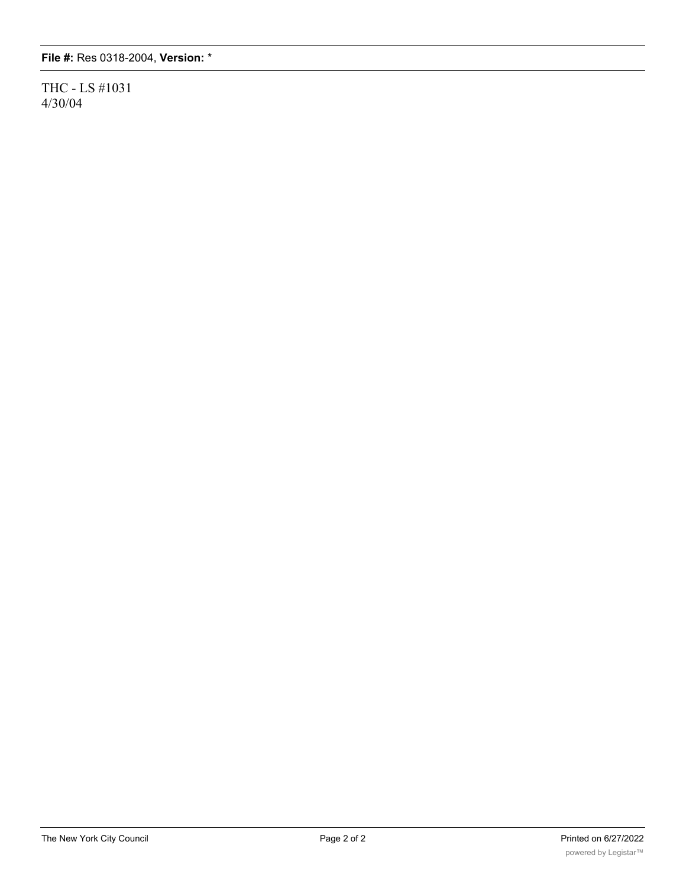THC - LS #1031
4/30/04